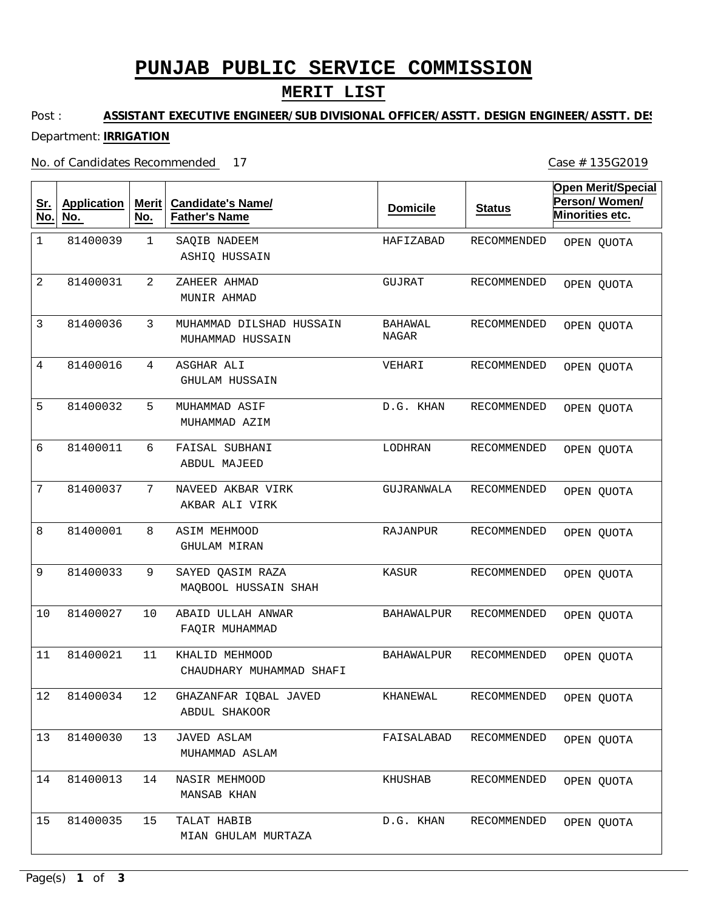# PUNJAB PUBLIC SERVICE COMMISSION

## MERIT LIST

Post : **ASSISTANT EXECUTIVE ENGINEER/SUB DIVISIONAL OFFICER/ASSTT. DESIGN ENGINEER/ASSTT. DES**

Department: **IRRIGATION**

No. of Candidates Recommended 17

Case # 135G2019

| Sr. No. | Application No. | Merit No. | Candidate's Name/ Father's Name | Domicile | Status | Open Merit/Special Person/ Women/ Minorities etc. |
|---|---|---|---|---|---|---|
| 1 | 81400039 | 1 | SAQIB NADEEM<br>ASHIQ HUSSAIN | HAFIZABAD | RECOMMENDED | OPEN QUOTA |
| 2 | 81400031 | 2 | ZAHEER AHMAD<br>MUNIR AHMAD | GUJRAT | RECOMMENDED | OPEN QUOTA |
| 3 | 81400036 | 3 | MUHAMMAD DILSHAD HUSSAIN<br>MUHAMMAD HUSSAIN | BAHAWAL NAGAR | RECOMMENDED | OPEN QUOTA |
| 4 | 81400016 | 4 | ASGHAR ALI<br>GHULAM HUSSAIN | VEHARI | RECOMMENDED | OPEN QUOTA |
| 5 | 81400032 | 5 | MUHAMMAD ASIF<br>MUHAMMAD AZIM | D.G. KHAN | RECOMMENDED | OPEN QUOTA |
| 6 | 81400011 | 6 | FAISAL SUBHANI<br>ABDUL MAJEED | LODHRAN | RECOMMENDED | OPEN QUOTA |
| 7 | 81400037 | 7 | NAVEED AKBAR VIRK<br>AKBAR ALI VIRK | GUJRANWALA | RECOMMENDED | OPEN QUOTA |
| 8 | 81400001 | 8 | ASIM MEHMOOD<br>GHULAM MIRAN | RAJANPUR | RECOMMENDED | OPEN QUOTA |
| 9 | 81400033 | 9 | SAYED QASIM RAZA<br>MAQBOOL HUSSAIN SHAH | KASUR | RECOMMENDED | OPEN QUOTA |
| 10 | 81400027 | 10 | ABAID ULLAH ANWAR<br>FAQIR MUHAMMAD | BAHAWALPUR | RECOMMENDED | OPEN QUOTA |
| 11 | 81400021 | 11 | KHALID MEHMOOD<br>CHAUDHARY MUHAMMAD SHAFI | BAHAWALPUR | RECOMMENDED | OPEN QUOTA |
| 12 | 81400034 | 12 | GHAZANFAR IQBAL JAVED<br>ABDUL SHAKOOR | KHANEWAL | RECOMMENDED | OPEN QUOTA |
| 13 | 81400030 | 13 | JAVED ASLAM<br>MUHAMMAD ASLAM | FAISALABAD | RECOMMENDED | OPEN QUOTA |
| 14 | 81400013 | 14 | NASIR MEHMOOD<br>MANSAB KHAN | KHUSHAB | RECOMMENDED | OPEN QUOTA |
| 15 | 81400035 | 15 | TALAT HABIB<br>MIAN GHULAM MURTAZA | D.G. KHAN | RECOMMENDED | OPEN QUOTA |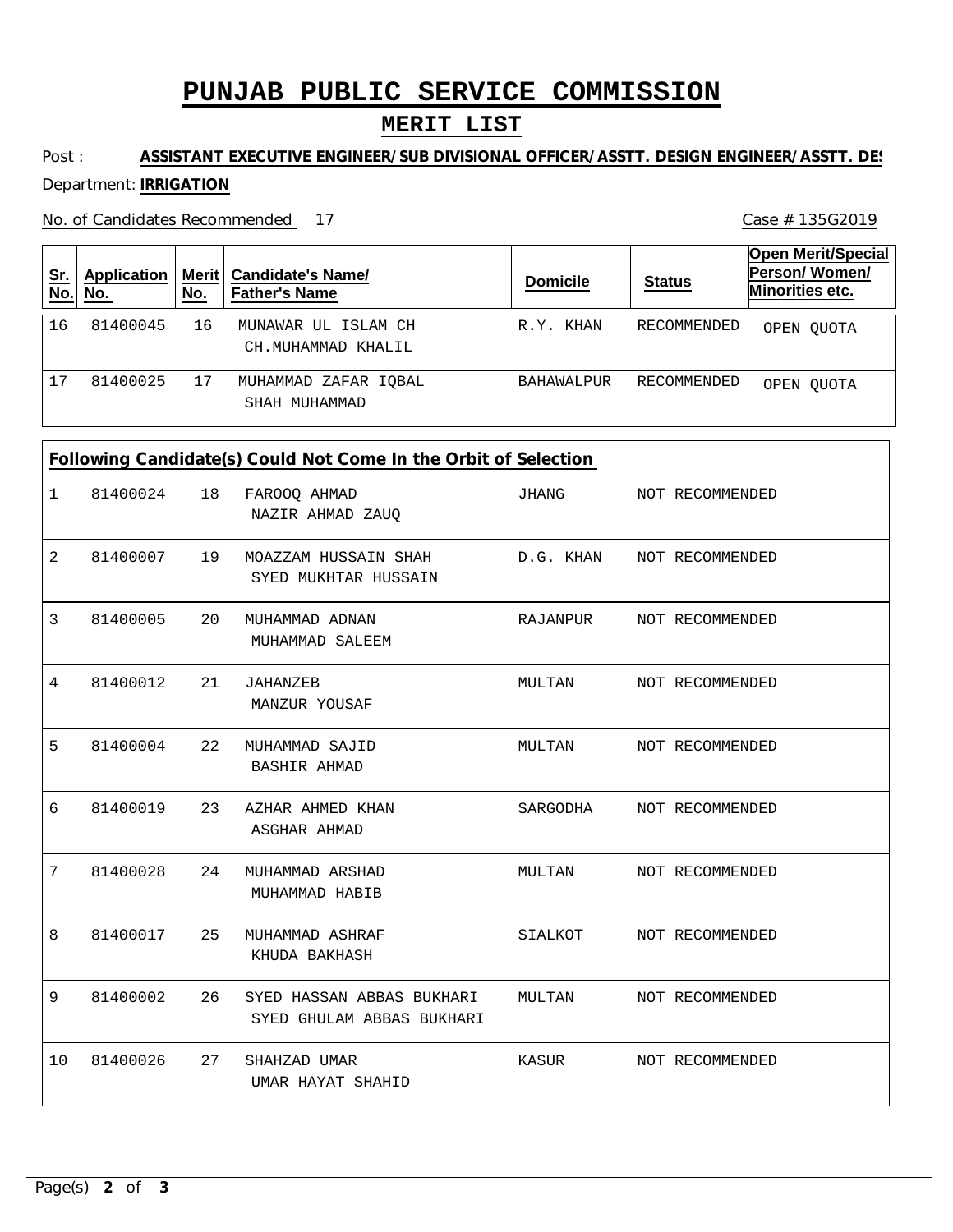# PUNJAB PUBLIC SERVICE COMMISSION

## MERIT LIST

Post : **ASSISTANT EXECUTIVE ENGINEER/SUB DIVISIONAL OFFICER/ASSTT. DESIGN ENGINEER/ASSTT. DES**

Department: **IRRIGATION**

No. of Candidates Recommended 17

Case # 135G2019

| Sr. No. | Application No. | Merit No. | Candidate's Name/ Father's Name | Domicile | Status | Open Merit/Special Person/ Women/ Minorities etc. |
|---|---|---|---|---|---|---|
| 16 | 81400045 | 16 | MUNAWAR UL ISLAM CH<br>CH.MUHAMMAD KHALIL | R.Y. KHAN | RECOMMENDED | OPEN QUOTA |
| 17 | 81400025 | 17 | MUHAMMAD ZAFAR IQBAL<br>SHAH MUHAMMAD | BAHAWALPUR | RECOMMENDED | OPEN QUOTA |

**Following Candidate(s) Could Not Come In the Orbit of Selection**

| Sr. No. | Application No. | Merit No. | Candidate's Name/ Father's Name | Domicile | Status |
|---|---|---|---|---|---|
| 1 | 81400024 | 18 | FAROOQ AHMAD<br>NAZIR AHMAD ZAUQ | JHANG | NOT RECOMMENDED |
| 2 | 81400007 | 19 | MOAZZAM HUSSAIN SHAH<br>SYED MUKHTAR HUSSAIN | D.G. KHAN | NOT RECOMMENDED |
| 3 | 81400005 | 20 | MUHAMMAD ADNAN<br>MUHAMMAD SALEEM | RAJANPUR | NOT RECOMMENDED |
| 4 | 81400012 | 21 | JAHANZEB<br>MANZUR YOUSAF | MULTAN | NOT RECOMMENDED |
| 5 | 81400004 | 22 | MUHAMMAD SAJID<br>BASHIR AHMAD | MULTAN | NOT RECOMMENDED |
| 6 | 81400019 | 23 | AZHAR AHMED KHAN<br>ASGHAR AHMAD | SARGODHA | NOT RECOMMENDED |
| 7 | 81400028 | 24 | MUHAMMAD ARSHAD<br>MUHAMMAD HABIB | MULTAN | NOT RECOMMENDED |
| 8 | 81400017 | 25 | MUHAMMAD ASHRAF<br>KHUDA BAKHASH | SIALKOT | NOT RECOMMENDED |
| 9 | 81400002 | 26 | SYED HASSAN ABBAS BUKHARI<br>SYED GHULAM ABBAS BUKHARI | MULTAN | NOT RECOMMENDED |
| 10 | 81400026 | 27 | SHAHZAD UMAR<br>UMAR HAYAT SHAHID | KASUR | NOT RECOMMENDED |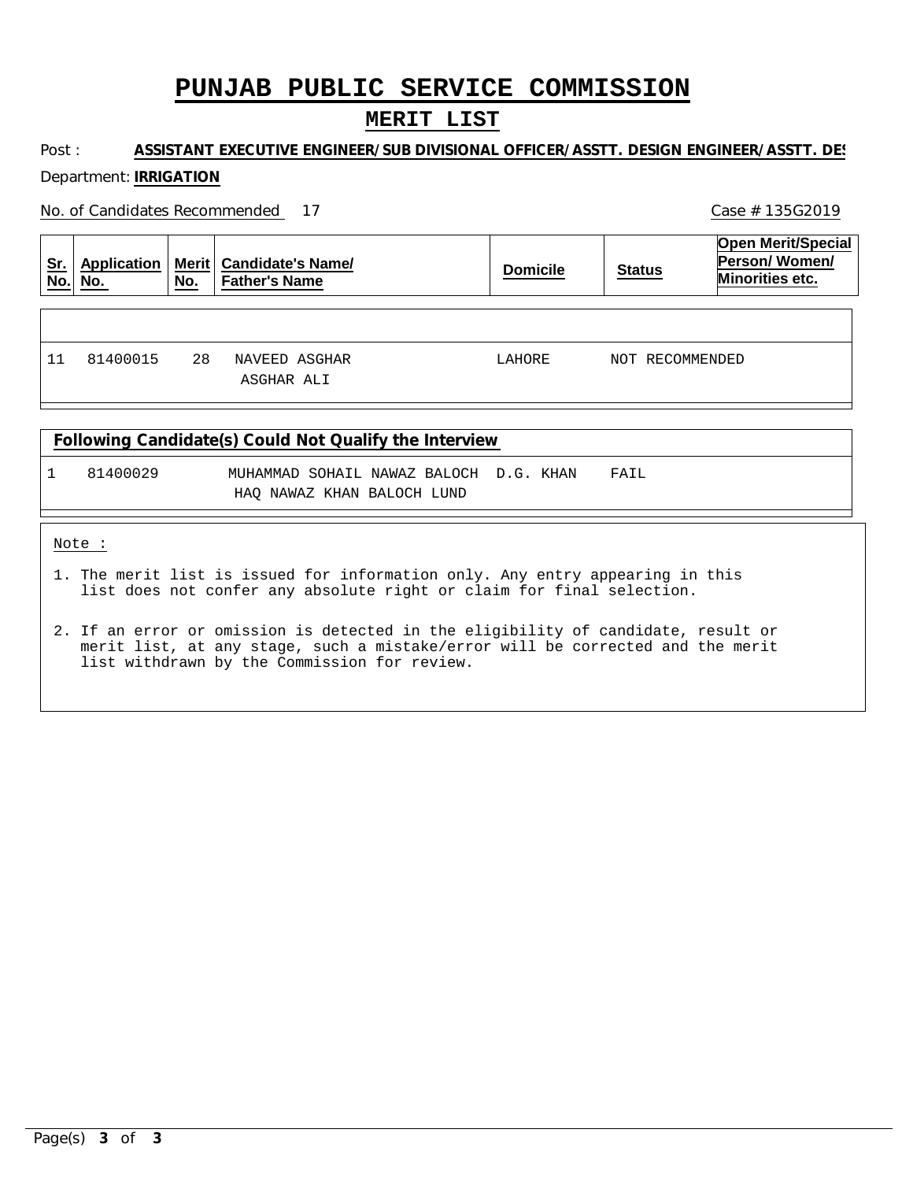# PUNJAB PUBLIC SERVICE COMMISSION

## MERIT LIST

Post : **ASSISTANT EXECUTIVE ENGINEER/SUB DIVISIONAL OFFICER/ASSTT. DESIGN ENGINEER/ASSTT. DES**

Department: **IRRIGATION**

No. of Candidates Recommended 17

Case # 135G2019

| Sr. No. | Application No. | Merit No. | Candidate's Name/ Father's Name | Domicile | Status | Open Merit/Special Person/ Women/ Minorities etc. |
|---|---|---|---|---|---|---|
| 11 | 81400015 | 28 | NAVEED ASGHAR<br>ASGHAR ALI | LAHORE | NOT RECOMMENDED | |

**Following Candidate(s) Could Not Qualify the Interview**

| | | | | |
|---|---|---|---|---|
| 1 | 81400029 | MUHAMMAD SOHAIL NAWAZ BALOCH<br>HAQ NAWAZ KHAN BALOCH LUND | D.G. KHAN | FAIL |

Note :

1. The merit list is issued for information only. Any entry appearing in this list does not confer any absolute right or claim for final selection.

2. If an error or omission is detected in the eligibility of candidate, result or merit list, at any stage, such a mistake/error will be corrected and the merit list withdrawn by the Commission for review.